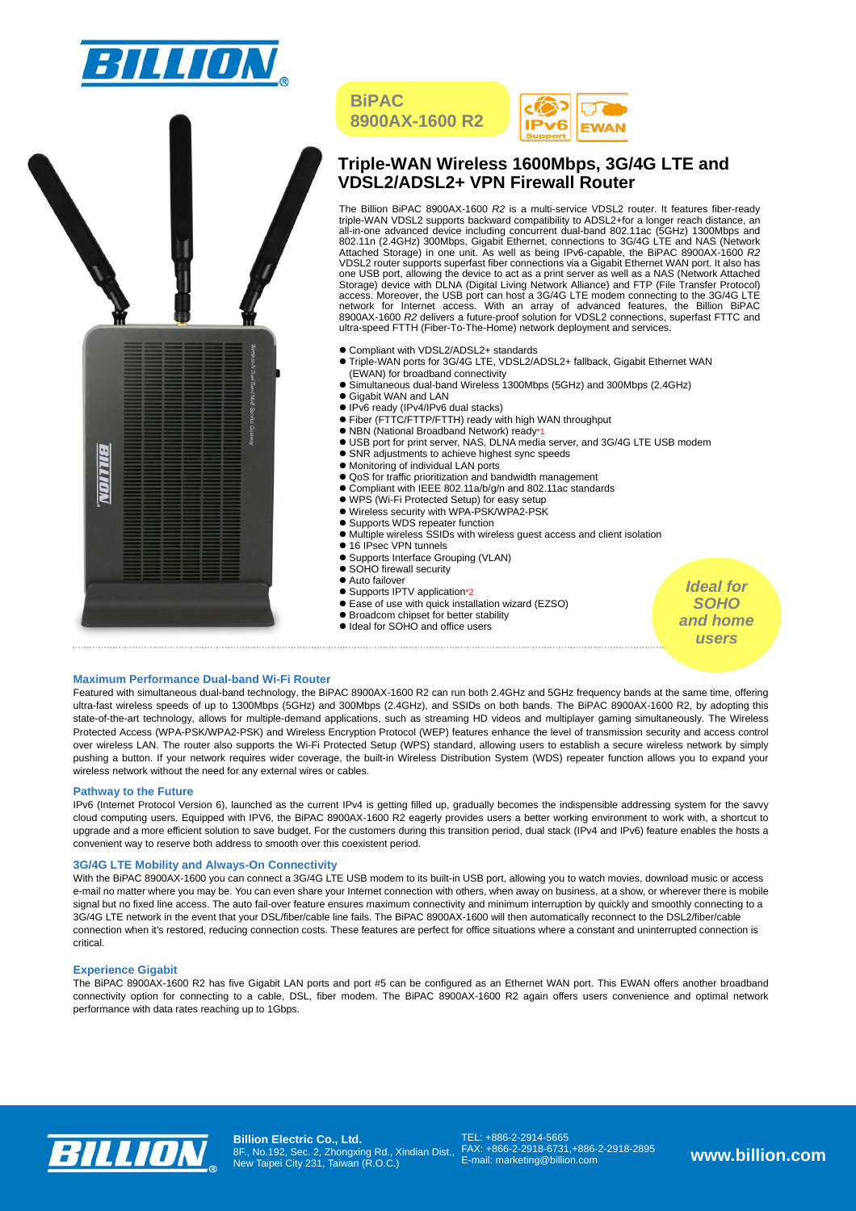# BiPAC 8900AX-1600 R2

## Triple-WAN Wireless 1600Mbps, 3G/4G LTE and VDSL2/ADSL2+ VPN Firewall Router

The Billion BiPAC 8900AX-1600 *R2* is a multi-service VDSL2 router. It features fiber-ready triple-WAN VDSL2 supports backward compatibility to ADSL2+for a longer reach distance, an all-in-one advanced device including concurrent dual-band 802.11ac (5GHz) 1300Mbps and 802.11n (2.4GHz) 300Mbps, Gigabit Ethernet, connections to 3G/4G LTE and NAS (Network Attached Storage) in one unit. As well as being IPv6-capable, the BiPAC 8900AX-1600 *R2* VDSL2 router supports superfast fiber connections via a Gigabit Ethernet WAN port. It also has one USB port, allowing the device to act as a print server as well as a NAS (Network Attached Storage) device with DLNA (Digital Living Network Alliance) and FTP (File Transfer Protocol) access. Moreover, the USB port can host a 3G/4G LTE modem connecting to the 3G/4G LTE network for Internet access. With an array of advanced features, the Billion BiPAC 8900AX-1600 *R2* delivers a future-proof solution for VDSL2 connections, superfast FTTC and ultra-speed FTTH (Fiber-To-The-Home) network deployment and services.

- Compliant with VDSL2/ADSL2+ standards
- Triple-WAN ports for 3G/4G LTE, VDSL2/ADSL2+ fallback, Gigabit Ethernet WAN (EWAN) for broadband connectivity
- Simultaneous dual-band Wireless 1300Mbps (5GHz) and 300Mbps (2.4GHz)
- Gigabit WAN and LAN
- IPv6 ready (IPv4/IPv6 dual stacks)
- Fiber (FTTC/FTTP/FTTH) ready with high WAN throughput
- NBN (National Broadband Network) ready*1
- USB port for print server, NAS, DLNA media server, and 3G/4G LTE USB modem
- SNR adjustments to achieve highest sync speeds
- Monitoring of individual LAN ports
- QoS for traffic prioritization and bandwidth management
- Compliant with IEEE 802.11a/b/g/n and 802.11ac standards
- WPS (Wi-Fi Protected Setup) for easy setup
- Wireless security with WPA-PSK/WPA2-PSK
- Supports WDS repeater function
- Multiple wireless SSIDs with wireless guest access and client isolation
- 16 IPsec VPN tunnels
- Supports Interface Grouping (VLAN)
- SOHO firewall security
- Auto failover
- Supports IPTV application*2
- Ease of use with quick installation wizard (EZSO)
- Broadcom chipset for better stability
- Ideal for SOHO and office users

***Ideal for SOHO and home users***

### Maximum Performance Dual-band Wi-Fi Router

Featured with simultaneous dual-band technology, the BiPAC 8900AX-1600 R2 can run both 2.4GHz and 5GHz frequency bands at the same time, offering ultra-fast wireless speeds of up to 1300Mbps (5GHz) and 300Mbps (2.4GHz), and SSIDs on both bands. The BiPAC 8900AX-1600 R2, by adopting this state-of-the-art technology, allows for multiple-demand applications, such as streaming HD videos and multiplayer gaming simultaneously. The Wireless Protected Access (WPA-PSK/WPA2-PSK) and Wireless Encryption Protocol (WEP) features enhance the level of transmission security and access control over wireless LAN. The router also supports the Wi-Fi Protected Setup (WPS) standard, allowing users to establish a secure wireless network by simply pushing a button. If your network requires wider coverage, the built-in Wireless Distribution System (WDS) repeater function allows you to expand your wireless network without the need for any external wires or cables.

### Pathway to the Future

IPv6 (Internet Protocol Version 6), launched as the current IPv4 is getting filled up, gradually becomes the indispensible addressing system for the savvy cloud computing users. Equipped with IPV6, the BiPAC 8900AX-1600 R2 eagerly provides users a better working environment to work with, a shortcut to upgrade and a more efficient solution to save budget. For the customers during this transition period, dual stack (IPv4 and IPv6) feature enables the hosts a convenient way to reserve both address to smooth over this coexistent period.

### 3G/4G LTE Mobility and Always-On Connectivity

With the BiPAC 8900AX-1600 you can connect a 3G/4G LTE USB modem to its built-in USB port, allowing you to watch movies, download music or access e-mail no matter where you may be. You can even share your Internet connection with others, when away on business, at a show, or wherever there is mobile signal but no fixed line access. The auto fail-over feature ensures maximum connectivity and minimum interruption by quickly and smoothly connecting to a 3G/4G LTE network in the event that your DSL/fiber/cable line fails. The BiPAC 8900AX-1600 will then automatically reconnect to the DSL2/fiber/cable connection when it's restored, reducing connection costs. These features are perfect for office situations where a constant and uninterrupted connection is critical.

### Experience Gigabit

The BiPAC 8900AX-1600 R2 has five Gigabit LAN ports and port #5 can be configured as an Ethernet WAN port. This EWAN offers another broadband connectivity option for connecting to a cable, DSL, fiber modem. The BiPAC 8900AX-1600 R2 again offers users convenience and optimal network performance with data rates reaching up to 1Gbps.

**Billion Electric Co., Ltd.**
8F., No.192, Sec. 2, Zhongxing Rd., Xindian Dist., New Taipei City 231, Taiwan (R.O.C.)

TEL: +886-2-2914-5665
FAX: +886-2-2918-6731,+886-2-2918-2895
E-mail: marketing@billion.com

**www.billion.com**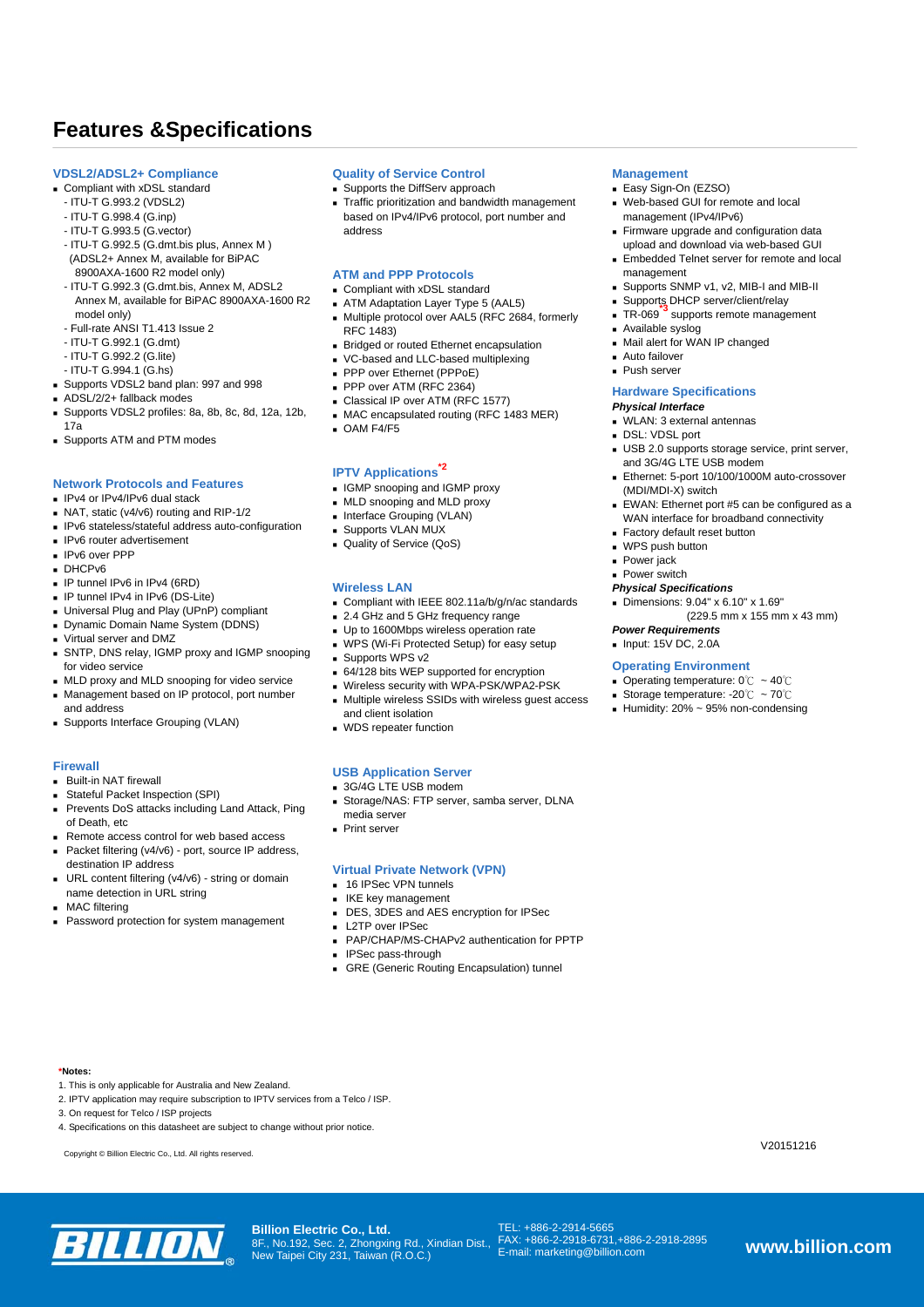# Features &Specifications

### VDSL2/ADSL2+ Compliance

- Compliant with xDSL standard
  - ITU-T G.993.2 (VDSL2)
  - ITU-T G.998.4 (G.inp)
  - ITU-T G.993.5 (G.vector)
  - ITU-T G.992.5 (G.dmt.bis plus, Annex M ) (ADSL2+ Annex M, available for BiPAC 8900AXA-1600 R2 model only)
  - ITU-T G.992.3 (G.dmt.bis, Annex M, ADSL2 Annex M, available for BiPAC 8900AXA-1600 R2 model only)
  - Full-rate ANSI T1.413 Issue 2
  - ITU-T G.992.1 (G.dmt)
  - ITU-T G.992.2 (G.lite)
  - ITU-T G.994.1 (G.hs)
- Supports VDSL2 band plan: 997 and 998
- ADSL/2/2+ fallback modes
- Supports VDSL2 profiles: 8a, 8b, 8c, 8d, 12a, 12b, 17a
- Supports ATM and PTM modes

### Network Protocols and Features

- IPv4 or IPv4/IPv6 dual stack
- NAT, static (v4/v6) routing and RIP-1/2
- IPv6 stateless/stateful address auto-configuration
- IPv6 router advertisement
- IPv6 over PPP
- DHCPv6
- IP tunnel IPv6 in IPv4 (6RD)
- IP tunnel IPv4 in IPv6 (DS-Lite)
- Universal Plug and Play (UPnP) compliant
- Dynamic Domain Name System (DDNS)
- Virtual server and DMZ
- SNTP, DNS relay, IGMP proxy and IGMP snooping for video service
- MLD proxy and MLD snooping for video service
- Management based on IP protocol, port number and address
- Supports Interface Grouping (VLAN)

### Firewall

- Built-in NAT firewall
- Stateful Packet Inspection (SPI)
- Prevents DoS attacks including Land Attack, Ping of Death, etc
- Remote access control for web based access
- Packet filtering (v4/v6) - port, source IP address, destination IP address
- URL content filtering (v4/v6) - string or domain name detection in URL string
- MAC filtering
- Password protection for system management

### Quality of Service Control

- Supports the DiffServ approach
- Traffic prioritization and bandwidth management based on IPv4/IPv6 protocol, port number and address

### ATM and PPP Protocols

- Compliant with xDSL standard
- ATM Adaptation Layer Type 5 (AAL5)
- Multiple protocol over AAL5 (RFC 2684, formerly RFC 1483)
- Bridged or routed Ethernet encapsulation
- VC-based and LLC-based multiplexing
- PPP over Ethernet (PPPoE)
- PPP over ATM (RFC 2364)
- Classical IP over ATM (RFC 1577)
- MAC encapsulated routing (RFC 1483 MER)
- OAM F4/F5

### IPTV Applications*2

- IGMP snooping and IGMP proxy
- MLD snooping and MLD proxy
- Interface Grouping (VLAN)
- Supports VLAN MUX
- Quality of Service (QoS)

### Wireless LAN

- Compliant with IEEE 802.11a/b/g/n/ac standards
- 2.4 GHz and 5 GHz frequency range
- Up to 1600Mbps wireless operation rate
- WPS (Wi-Fi Protected Setup) for easy setup
- Supports WPS v2
- 64/128 bits WEP supported for encryption
- Wireless security with WPA-PSK/WPA2-PSK
- Multiple wireless SSIDs with wireless guest access and client isolation
- WDS repeater function

### USB Application Server

- 3G/4G LTE USB modem
- Storage/NAS: FTP server, samba server, DLNA media server
- Print server

### Virtual Private Network (VPN)

- 16 IPSec VPN tunnels
- IKE key management
- DES, 3DES and AES encryption for IPSec
- L2TP over IPSec
- PAP/CHAP/MS-CHAPv2 authentication for PPTP
- IPSec pass-through
- GRE (Generic Routing Encapsulation) tunnel

### Management

- Easy Sign-On (EZSO)
- Web-based GUI for remote and local management (IPv4/IPv6)
- Firmware upgrade and configuration data upload and download via web-based GUI
- Embedded Telnet server for remote and local management
- Supports SNMP v1, v2, MIB-I and MIB-II
- Supports DHCP server/client/relay
- TR-069*3 supports remote management
- Available syslog
- Mail alert for WAN IP changed
- Auto failover
- Push server

### Hardware Specifications

***Physical Interface***

- WLAN: 3 external antennas
- DSL: VDSL port
- USB 2.0 supports storage service, print server, and 3G/4G LTE USB modem
- Ethernet: 5-port 10/100/1000M auto-crossover (MDI/MDI-X) switch
- EWAN: Ethernet port #5 can be configured as a WAN interface for broadband connectivity
- Factory default reset button
- WPS push button
- Power jack
- Power switch

***Physical Specifications***

- Dimensions: 9.04" x 6.10" x 1.69" (229.5 mm x 155 mm x 43 mm)

***Power Requirements***

- Input: 15V DC, 2.0A

### Operating Environment

- Operating temperature: 0℃ ~ 40℃
- Storage temperature: -20℃ ~ 70℃
- Humidity: 20% ~ 95% non-condensing

**\*Notes:**

1. This is only applicable for Australia and New Zealand.
2. IPTV application may require subscription to IPTV services from a Telco / ISP.
3. On request for Telco / ISP projects
4. Specifications on this datasheet are subject to change without prior notice.

Copyright © Billion Electric Co., Ltd. All rights reserved.

V20151216

**Billion Electric Co., Ltd.**
8F., No.192, Sec. 2, Zhongxing Rd., Xindian Dist., New Taipei City 231, Taiwan (R.O.C.)

TEL: +886-2-2914-5665
FAX: +886-2-2918-6731,+886-2-2918-2895
E-mail: marketing@billion.com

**www.billion.com**